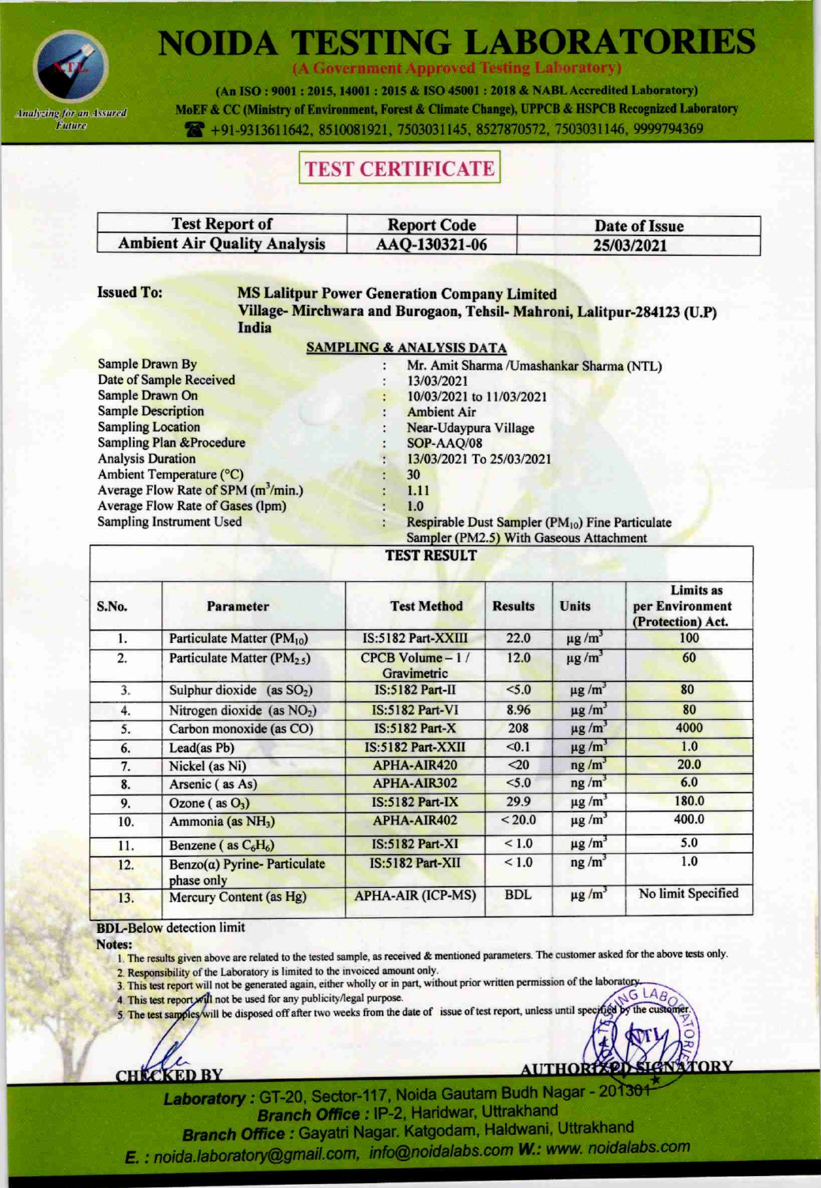# NOIDA TESTING LABORATORIES

(A Government Approved Testing Laboratory)

(An ISO : 9001 : 2015, 14001 : 2015 & ISO 45001 : 2018 & NABL Accredited Laboratory)
MoEF & CC (Ministry of Environment, Forest & Climate Change), UPPCB & HSPCB Recognized Laboratory
+91-9313611642, 8510081921, 7503031145, 8527870572, 7503031146, 9999794369

Analyzing for an Assured Future

## TEST CERTIFICATE

| Test Report of | Report Code | Date of Issue |
|---|---|---|
| Ambient Air Quality Analysis | AAQ-130321-06 | 25/03/2021 |

**Issued To:** **MS Lalitpur Power Generation Company Limited**
**Village- Mirchwara and Burogaon, Tehsil- Mahroni, Lalitpur-284123 (U.P) India**

### SAMPLING & ANALYSIS DATA

| | | |
|---|---|---|
| Sample Drawn By | : | Mr. Amit Sharma /Umashankar Sharma (NTL) |
| Date of Sample Received | : | 13/03/2021 |
| Sample Drawn On | : | 10/03/2021 to 11/03/2021 |
| Sample Description | : | Ambient Air |
| Sampling Location | : | Near-Udaypura Village |
| Sampling Plan &Procedure | : | SOP-AAQ/08 |
| Analysis Duration | : | 13/03/2021 To 25/03/2021 |
| Ambient Temperature (°C) | : | 30 |
| Average Flow Rate of SPM ($m^3$/min.) | : | 1.11 |
| Average Flow Rate of Gases (lpm) | : | 1.0 |
| Sampling Instrument Used | : | Respirable Dust Sampler ($PM_{10}$) Fine Particulate Sampler (PM2.5) With Gaseous Attachment |

### TEST RESULT

| S.No. | Parameter | Test Method | Results | Units | Limits as per Environment (Protection) Act. |
|---|---|---|---|---|---|
| 1. | Particulate Matter ($PM_{10}$) | IS:5182 Part-XXIII | 22.0 | µg /$m^3$ | 100 |
| 2. | Particulate Matter ($PM_{2.5}$) | CPCB Volume – 1 / Gravimetric | 12.0 | µg /$m^3$ | 60 |
| 3. | Sulphur dioxide (as $SO_2$) | IS:5182 Part-II | <5.0 | µg /$m^3$ | 80 |
| 4. | Nitrogen dioxide (as $NO_2$) | IS:5182 Part-VI | 8.96 | µg /$m^3$ | 80 |
| 5. | Carbon monoxide (as CO) | IS:5182 Part-X | 208 | µg /$m^3$ | 4000 |
| 6. | Lead(as Pb) | IS:5182 Part-XXII | <0.1 | µg /$m^3$ | 1.0 |
| 7. | Nickel (as Ni) | APHA-AIR420 | <20 | ng /$m^3$ | 20.0 |
| 8. | Arsenic ( as As) | APHA-AIR302 | <5.0 | ng /$m^3$ | 6.0 |
| 9. | Ozone ( as $O_3$) | IS:5182 Part-IX | 29.9 | µg /$m^3$ | 180.0 |
| 10. | Ammonia (as $NH_3$) | APHA-AIR402 | < 20.0 | µg /$m^3$ | 400.0 |
| 11. | Benzene ( as $C_6H_6$) | IS:5182 Part-XI | < 1.0 | µg /$m^3$ | 5.0 |
| 12. | Benzo(α) Pyrine- Particulate phase only | IS:5182 Part-XII | < 1.0 | ng /$m^3$ | 1.0 |
| 13. | Mercury Content (as Hg) | APHA-AIR (ICP-MS) | BDL | µg /$m^3$ | No limit Specified |

**BDL**-Below detection limit

**Notes:**

1. The results given above are related to the tested sample, as received & mentioned parameters. The customer asked for the above tests only.
2. Responsibility of the Laboratory is limited to the invoiced amount only.
3. This test report will not be generated again, either wholly or in part, without prior written permission of the laboratory.
4. This test report will not be used for any publicity/legal purpose.
5. The test samples will be disposed off after two weeks from the date of issue of test report, unless until specified by the customer.

**CHECKED BY** **AUTHORIZED SIGNATORY**

**Laboratory :** GT-20, Sector-117, Noida Gautam Budh Nagar - 201301
**Branch Office :** IP-2, Haridwar, Uttrakhand
**Branch Office :** Gayatri Nagar. Katgodam, Haldwani, Uttrakhand
**E. :** noida.laboratory@gmail.com, info@noidalabs.com **W.:** www. noidalabs.com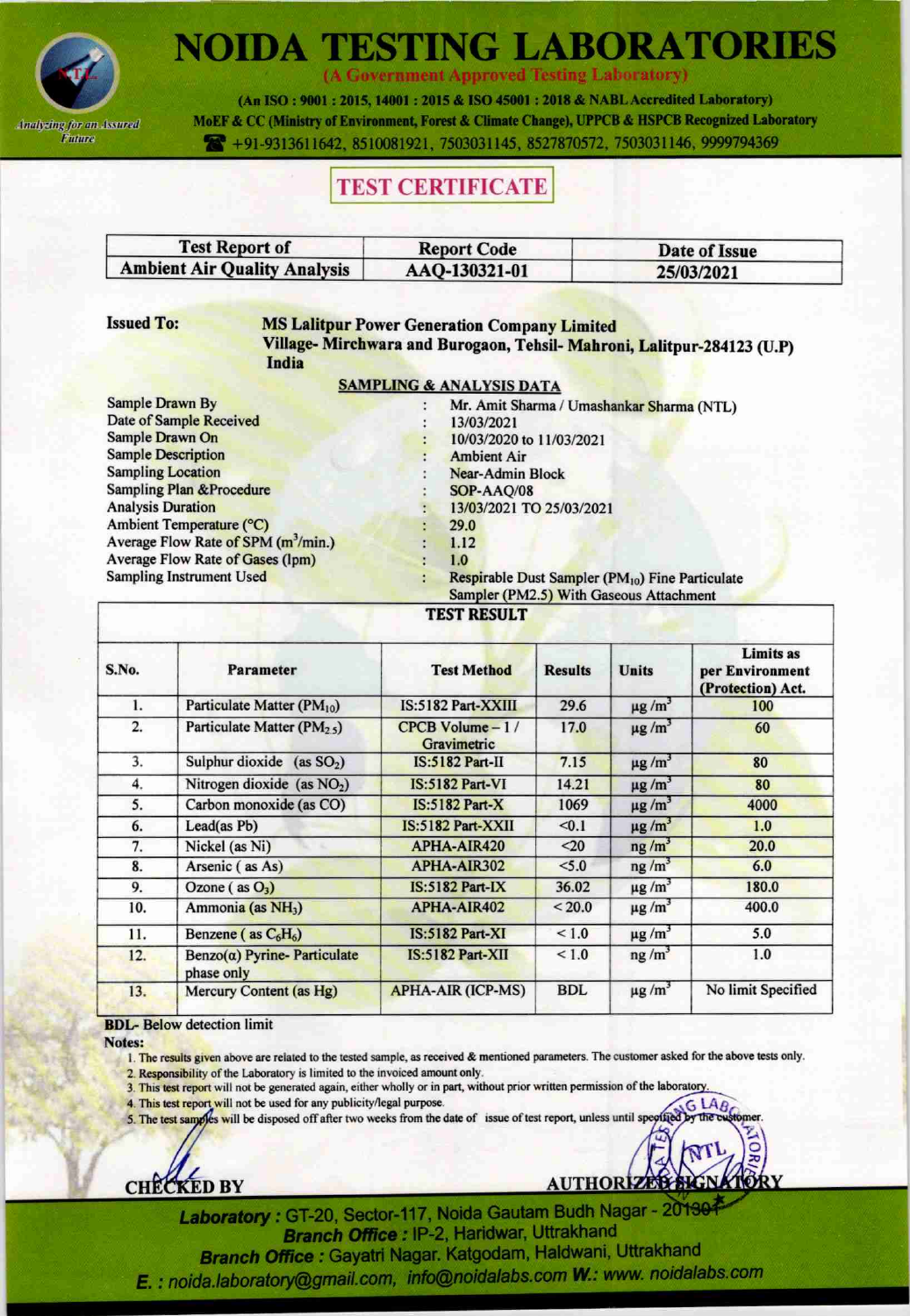# NOIDA TESTING LABORATORIES

(A Government Approved Testing Laboratory)

(An ISO : 9001 : 2015, 14001 : 2015 & ISO 45001 : 2018 & NABL Accredited Laboratory)

MoEF & CC (Ministry of Environment, Forest & Climate Change), UPPCB & HSPCB Recognized Laboratory

☎ +91-9313611642, 8510081921, 7503031145, 8527870572, 7503031146, 9999794369

*Analyzing for an Assured Future*

## TEST CERTIFICATE

| Test Report of | Report Code | Date of Issue |
|---|---|---|
| Ambient Air Quality Analysis | AAQ-130321-01 | 25/03/2021 |

**Issued To:** **MS Lalitpur Power Generation Company Limited**
**Village- Mirchwara and Burogaon, Tehsil- Mahroni, Lalitpur-284123 (U.P) India**

**SAMPLING & ANALYSIS DATA**

| | | |
|---|---|---|
| Sample Drawn By | : | Mr. Amit Sharma / Umashankar Sharma (NTL) |
| Date of Sample Received | : | 13/03/2021 |
| Sample Drawn On | : | 10/03/2020 to 11/03/2021 |
| Sample Description | : | Ambient Air |
| Sampling Location | : | Near-Admin Block |
| Sampling Plan &Procedure | : | SOP-AAQ/08 |
| Analysis Duration | : | 13/03/2021 TO 25/03/2021 |
| Ambient Temperature (°C) | : | 29.0 |
| Average Flow Rate of SPM ($m^3$/min.) | : | 1.12 |
| Average Flow Rate of Gases (lpm) | : | 1.0 |
| Sampling Instrument Used | : | Respirable Dust Sampler ($PM_{10}$) Fine Particulate Sampler (PM2.5) With Gaseous Attachment |

**TEST RESULT**

| S.No. | Parameter | Test Method | Results | Units | Limits as per Environment (Protection) Act. |
|---|---|---|---|---|---|
| 1. | Particulate Matter ($PM_{10}$) | IS:5182 Part-XXIII | 29.6 | µg /$m^3$ | 100 |
| 2. | Particulate Matter ($PM_{2.5}$) | CPCB Volume – 1 / Gravimetric | 17.0 | µg /$m^3$ | 60 |
| 3. | Sulphur dioxide (as $SO_2$) | IS:5182 Part-II | 7.15 | µg /$m^3$ | 80 |
| 4. | Nitrogen dioxide (as $NO_2$) | IS:5182 Part-VI | 14.21 | µg /$m^3$ | 80 |
| 5. | Carbon monoxide (as CO) | IS:5182 Part-X | 1069 | µg /$m^3$ | 4000 |
| 6. | Lead(as Pb) | IS:5182 Part-XXII | <0.1 | µg /$m^3$ | 1.0 |
| 7. | Nickel (as Ni) | APHA-AIR420 | <20 | ng /$m^3$ | 20.0 |
| 8. | Arsenic ( as As) | APHA-AIR302 | <5.0 | ng /$m^3$ | 6.0 |
| 9. | Ozone ( as $O_3$) | IS:5182 Part-IX | 36.02 | µg /$m^3$ | 180.0 |
| 10. | Ammonia (as $NH_3$) | APHA-AIR402 | < 20.0 | µg /$m^3$ | 400.0 |
| 11. | Benzene ( as $C_6H_6$) | IS:5182 Part-XI | < 1.0 | µg /$m^3$ | 5.0 |
| 12. | Benzo(α) Pyrine- Particulate phase only | IS:5182 Part-XII | < 1.0 | ng /$m^3$ | 1.0 |
| 13. | Mercury Content (as Hg) | APHA-AIR (ICP-MS) | BDL | µg /$m^3$ | No limit Specified |

**BDL-** Below detection limit

**Notes:**

1. The results given above are related to the tested sample, as received & mentioned parameters. The customer asked for the above tests only.
2. Responsibility of the Laboratory is limited to the invoiced amount only.
3. This test report will not be generated again, either wholly or in part, without prior written permission of the laboratory.
4. This test report will not be used for any publicity/legal purpose.
5. The test samples will be disposed off after two weeks from the date of issue of test report, unless until specified by the customer.

**CHECKED BY** **AUTHORIZED SIGNATORY**

***Laboratory :*** GT-20, Sector-117, Noida Gautam Budh Nagar - 201301
***Branch Office :*** IP-2, Haridwar, Uttrakhand
***Branch Office :*** Gayatri Nagar. Katgodam, Haldwani, Uttrakhand
***E. :*** noida.laboratory@gmail.com, info@noidalabs.com ***W.:*** www. noidalabs.com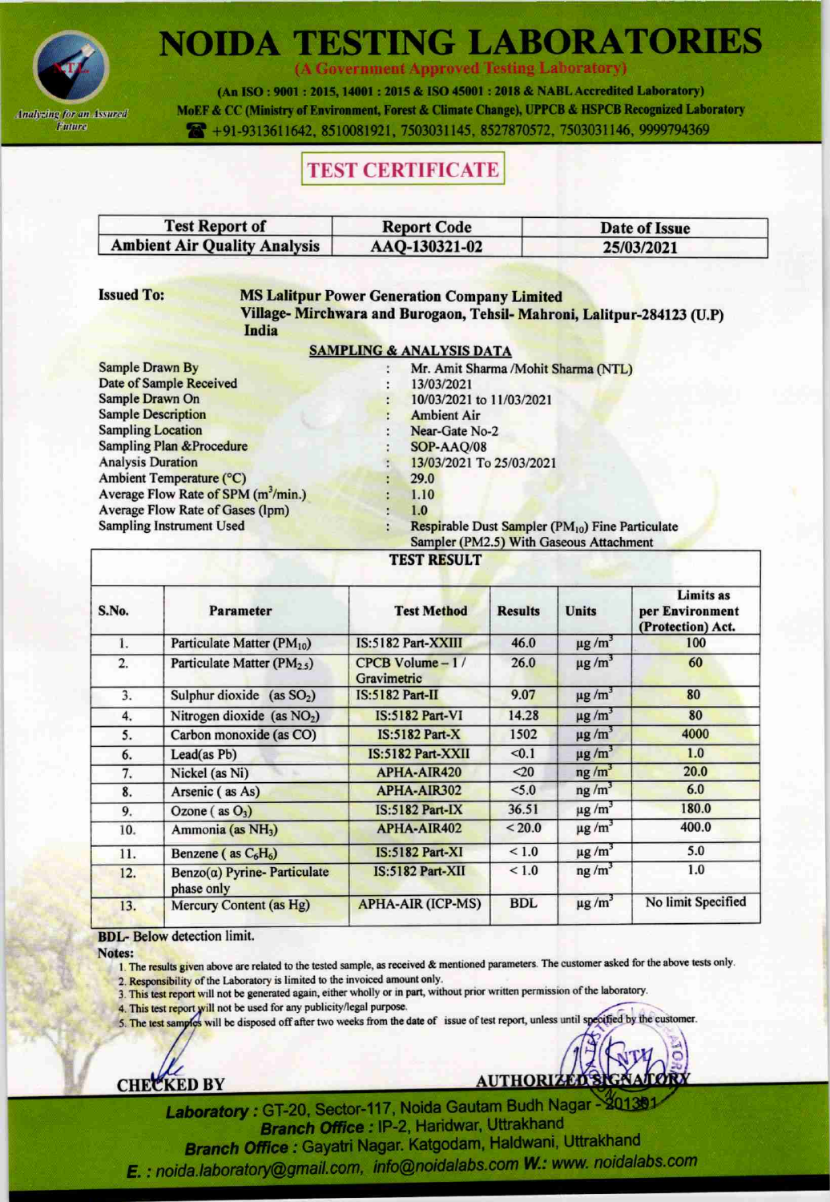# NOIDA TESTING LABORATORIES

(A Government Approved Testing Laboratory)

(An ISO : 9001 : 2015, 14001 : 2015 & ISO 45001 : 2018 & NABL Accredited Laboratory)
MoEF & CC (Ministry of Environment, Forest & Climate Change), UPPCB & HSPCB Recognized Laboratory
☎ +91-9313611642, 8510081921, 7503031145, 8527870572, 7503031146, 9999794369

## TEST CERTIFICATE

| Test Report of | Report Code | Date of Issue |
|---|---|---|
| Ambient Air Quality Analysis | AAQ-130321-02 | 25/03/2021 |

**Issued To:** **MS Lalitpur Power Generation Company Limited**
**Village- Mirchwara and Burogaon, Tehsil- Mahroni, Lalitpur-284123 (U.P) India**

**SAMPLING & ANALYSIS DATA**

| | | |
|---|---|---|
| Sample Drawn By | : | Mr. Amit Sharma /Mohit Sharma (NTL) |
| Date of Sample Received | : | 13/03/2021 |
| Sample Drawn On | : | 10/03/2021 to 11/03/2021 |
| Sample Description | : | Ambient Air |
| Sampling Location | : | Near-Gate No-2 |
| Sampling Plan &Procedure | : | SOP-AAQ/08 |
| Analysis Duration | : | 13/03/2021 To 25/03/2021 |
| Ambient Temperature (°C) | : | 29.0 |
| Average Flow Rate of SPM ($m^3$/min.) | : | 1.10 |
| Average Flow Rate of Gases (lpm) | : | 1.0 |
| Sampling Instrument Used | : | Respirable Dust Sampler ($PM_{10}$) Fine Particulate Sampler (PM2.5) With Gaseous Attachment |

**TEST RESULT**

| S.No. | Parameter | Test Method | Results | Units | Limits as per Environment (Protection) Act. |
|---|---|---|---|---|---|
| 1. | Particulate Matter ($PM_{10}$) | IS:5182 Part-XXIII | 46.0 | µg /$m^3$ | 100 |
| 2. | Particulate Matter ($PM_{2.5}$) | CPCB Volume – 1 / Gravimetric | 26.0 | µg /$m^3$ | 60 |
| 3. | Sulphur dioxide (as $SO_2$) | IS:5182 Part-II | 9.07 | µg /$m^3$ | 80 |
| 4. | Nitrogen dioxide (as $NO_2$) | IS:5182 Part-VI | 14.28 | µg /$m^3$ | 80 |
| 5. | Carbon monoxide (as CO) | IS:5182 Part-X | 1502 | µg /$m^3$ | 4000 |
| 6. | Lead(as Pb) | IS:5182 Part-XXII | <0.1 | µg /$m^3$ | 1.0 |
| 7. | Nickel (as Ni) | APHA-AIR420 | <20 | ng /$m^3$ | 20.0 |
| 8. | Arsenic ( as As) | APHA-AIR302 | <5.0 | ng /$m^3$ | 6.0 |
| 9. | Ozone ( as $O_3$) | IS:5182 Part-IX | 36.51 | µg /$m^3$ | 180.0 |
| 10. | Ammonia (as $NH_3$) | APHA-AIR402 | < 20.0 | µg /$m^3$ | 400.0 |
| 11. | Benzene ( as $C_6H_6$) | IS:5182 Part-XI | < 1.0 | µg /$m^3$ | 5.0 |
| 12. | Benzo(α) Pyrine- Particulate phase only | IS:5182 Part-XII | < 1.0 | ng /$m^3$ | 1.0 |
| 13. | Mercury Content (as Hg) | APHA-AIR (ICP-MS) | BDL | µg /$m^3$ | No limit Specified |

**BDL-** Below detection limit.

**Notes:**

1. The results given above are related to the tested sample, as received & mentioned parameters. The customer asked for the above tests only.
2. Responsibility of the Laboratory is limited to the invoiced amount only.
3. This test report will not be generated again, either wholly or in part, without prior written permission of the laboratory.
4. This test report will not be used for any publicity/legal purpose.
5. The test samples will be disposed off after two weeks from the date of issue of test report, unless until specified by the customer.

**CHECKED BY** **AUTHORIZED SIGNATORY**

**Laboratory :** GT-20, Sector-117, Noida Gautam Budh Nagar - 201301
**Branch Office :** IP-2, Haridwar, Uttrakhand
**Branch Office :** Gayatri Nagar. Katgodam, Haldwani, Uttrakhand
**E. :** noida.laboratory@gmail.com, info@noidalabs.com **W.:** www. noidalabs.com